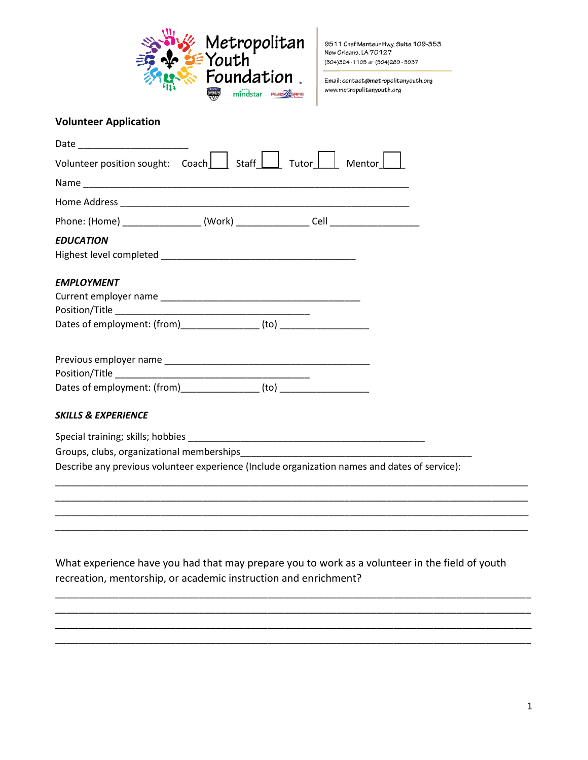Metropolitan Youth Foundation

9511 Chef Menteur Hwy, Suite 109-353
New Orleans, LA 70127
(504)324-1105 or (504)289-5937

Email: contact@metropolitanyouth.org
www.metropolitanyouth.org

**Volunteer Application**

Date ____________________

Volunteer position sought: Coach ☐ Staff ☐ Tutor ☐ Mentor ☐

Name ____________________________________________________________

Home Address ____________________________________________________

Phone: (Home) ______________ (Work) _____________ Cell ________________

***EDUCATION***

Highest level completed ___________________________________

***EMPLOYMENT***

Current employer name ____________________________________

Position/Title ___________________________________

Dates of employment: (from)______________ (to) ________________

Previous employer name ____________________________________

Position/Title ___________________________________

Dates of employment: (from)______________ (to) ________________

***SKILLS & EXPERIENCE***

Special training; skills; hobbies __________________________________________

Groups, clubs, organizational memberships_________________________________________

Describe any previous volunteer experience (Include organization names and dates of service):

_____________________________________________________________________________________

_____________________________________________________________________________________

_____________________________________________________________________________________

_____________________________________________________________________________________

What experience have you had that may prepare you to work as a volunteer in the field of youth recreation, mentorship, or academic instruction and enrichment?

_____________________________________________________________________________________

_____________________________________________________________________________________

_____________________________________________________________________________________

_____________________________________________________________________________________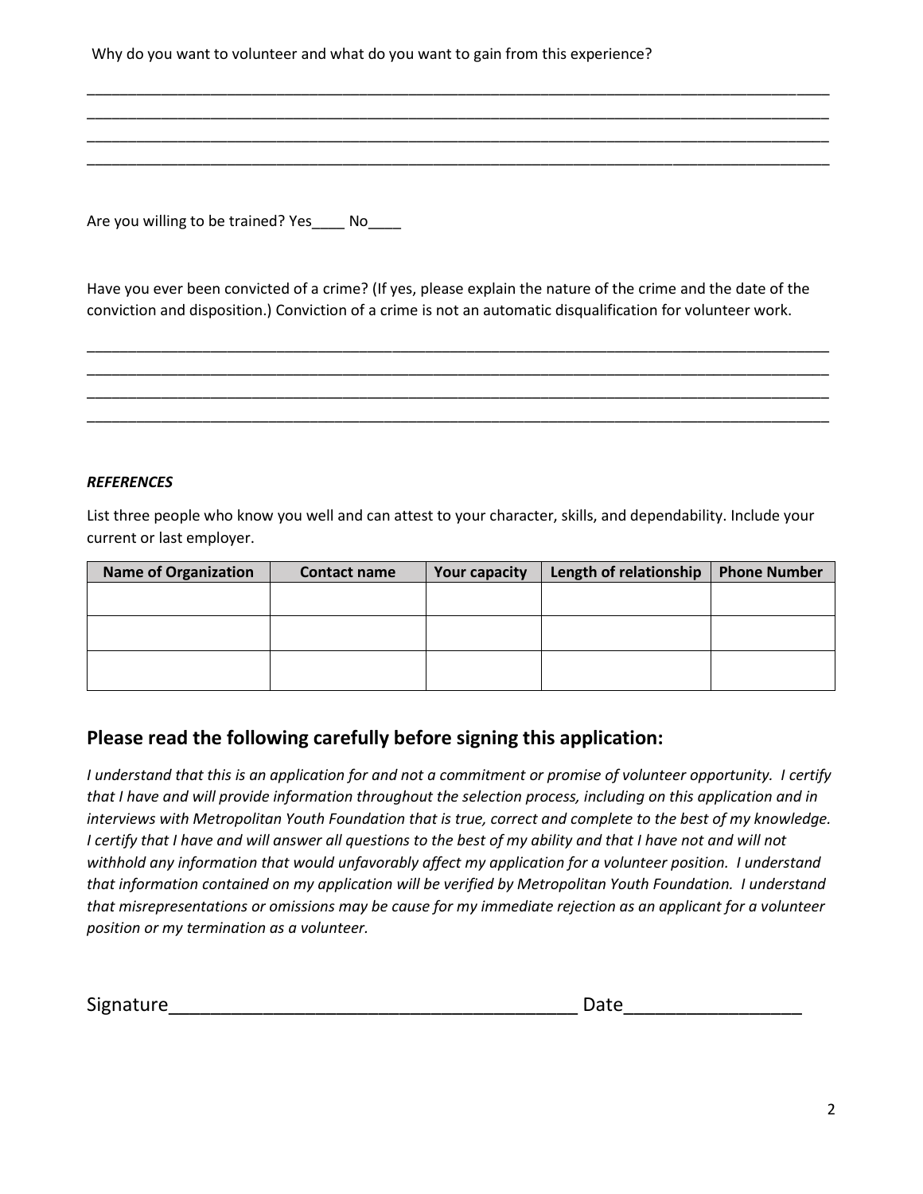Why do you want to volunteer and what do you want to gain from this experience?

______________________________________________________________________________________________
______________________________________________________________________________________________
______________________________________________________________________________________________
______________________________________________________________________________________________

Are you willing to be trained? Yes____ No____

Have you ever been convicted of a crime? (If yes, please explain the nature of the crime and the date of the conviction and disposition.) Conviction of a crime is not an automatic disqualification for volunteer work.

______________________________________________________________________________________________
______________________________________________________________________________________________
______________________________________________________________________________________________
______________________________________________________________________________________________

***REFERENCES***

List three people who know you well and can attest to your character, skills, and dependability. Include your current or last employer.

| Name of Organization | Contact name | Your capacity | Length of relationship | Phone Number |
|---|---|---|---|---|
| | | | | |
| | | | | |
| | | | | |

## Please read the following carefully before signing this application:

*I understand that this is an application for and not a commitment or promise of volunteer opportunity. I certify that I have and will provide information throughout the selection process, including on this application and in interviews with Metropolitan Youth Foundation that is true, correct and complete to the best of my knowledge. I certify that I have and will answer all questions to the best of my ability and that I have not and will not withhold any information that would unfavorably affect my application for a volunteer position. I understand that information contained on my application will be verified by Metropolitan Youth Foundation. I understand that misrepresentations or omissions may be cause for my immediate rejection as an applicant for a volunteer position or my termination as a volunteer.*

Signature________________________________________ Date_________________